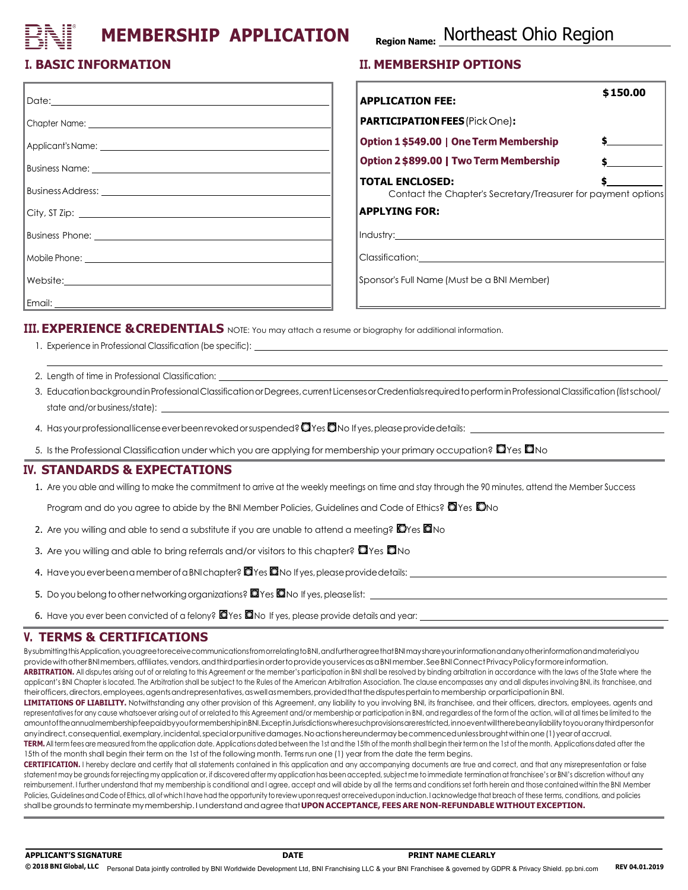# MEMBERSHIP APPLICATION

**Region Name:** Northeast Ohio Region

## I. BASIC INFORMATION

Date: ______________________

Chapter Name: ______________________

Applicant's Name: ______________________

Business Name: ______________________

Business Address: ______________________

City, ST Zip: ______________________

Business Phone: ______________________

Mobile Phone: ______________________

Website: ______________________

Email: ______________________

## II. MEMBERSHIP OPTIONS

| | |
|---|---|
| **APPLICATION FEE:** | **$150.00** |
| **PARTICIPATION FEES** (Pick One)**:** | |
| **Option 1 $549.00 \| One Term Membership** | **$**________ |
| **Option 2 $899.00 \| Two Term Membership** | **$**________ |
| **TOTAL ENCLOSED:** | **$**________ |

Contact the Chapter's Secretary/Treasurer for payment options

**APPLYING FOR:**

Industry: ______________________

Classification: ______________________

Sponsor's Full Name (Must be a BNI Member)

______________________

## III. EXPERIENCE & CREDENTIALS

NOTE: You may attach a resume or biography for additional information.

1. Experience in Professional Classification (be specific): ______________________
2. Length of time in Professional Classification: ______________________
3. Education background in Professional Classification or Degrees, current Licenses or Credentials required to perform in Professional Classification (list school/ state and/or business/state): ______________________
4. Has your professional license ever been revoked or suspended? ☐ Yes ☐ No If yes, please provide details: ______________________
5. Is the Professional Classification under which you are applying for membership your primary occupation? ☐ Yes ☐ No

## IV. STANDARDS & EXPECTATIONS

1. Are you able and willing to make the commitment to arrive at the weekly meetings on time and stay through the 90 minutes, attend the Member Success Program and do you agree to abide by the BNI Member Policies, Guidelines and Code of Ethics? ☐ Yes ☐ No
2. Are you willing and able to send a substitute if you are unable to attend a meeting? ☐ Yes ☐ No
3. Are you willing and able to bring referrals and/or visitors to this chapter? ☐ Yes ☐ No
4. Have you ever been a member of a BNI chapter? ☐ Yes ☐ No If yes, please provide details: ______________________
5. Do you belong to other networking organizations? ☐ Yes ☐ No If yes, please list: ______________________
6. Have you ever been convicted of a felony? ☐ Yes ☐ No If yes, please provide details and year: ______________________

## V. TERMS & CERTIFICATIONS

By submitting this Application, you agree to receive communications from or relating to BNI, and further agree that BNI may share your information and any other information and material you provide with other BNI members, affiliates, vendors, and third parties in order to provide you services as a BNI member. See BNI Connect Privacy Policy for more information.

**ARBITRATION.** All disputes arising out of or relating to this Agreement or the member's participation in BNI shall be resolved by binding arbitration in accordance with the laws of the State where the applicant's BNI Chapter is located. The Arbitration shall be subject to the Rules of the American Arbitration Association. The clause encompasses any and all disputes involving BNI, its franchisee, and their officers, directors, employees, agents and representatives, as well as members, provided that the disputes pertain to membership or participation in BNI.

**LIMITATIONS OF LIABILITY.** Notwithstanding any other provision of this Agreement, any liability to you involving BNI, its franchisee, and their officers, directors, employees, agents and representatives for any cause whatsoever arising out of or related to this Agreement and/or membership or participation in BNI, and regardless of the form of the action, will at all times be limited to the amount of the annual membership fee paid by you for membership in BNI. Except in Jurisdictions where such provisions are restricted, in no event will there be any liability to you or any third person for any indirect, consequential, exemplary, incidental, special or punitive damages. No actions hereunder may be commenced unless brought within one (1) year of accrual.

**TERM.** All term fees are measured from the application date. Applications dated between the 1st and the 15th of the month shall begin their term on the 1st of the month. Applications dated after the 15th of the month shall begin their term on the 1st of the following month. Terms run one (1) year from the date the term begins.

**CERTIFICATION.** I hereby declare and certify that all statements contained in this application and any accompanying documents are true and correct, and that any misrepresentation or false statement may be grounds for rejecting my application or, if discovered after my application has been accepted, subject me to immediate termination at franchisee's or BNI's discretion without any reimbursement. I further understand that my membership is conditional and I agree, accept and will abide by all the terms and conditions set forth herein and those contained within the BNI Member Policies, Guidelines and Code of Ethics, all of which I have had the opportunity to review upon request or received upon induction. I acknowledge that breach of these terms, conditions, and policies shall be grounds to terminate my membership. I understand and agree that **UPON ACCEPTANCE, FEES ARE NON-REFUNDABLE WITHOUT EXCEPTION.**

______________________

**APPLICANT'S SIGNATURE** **DATE** **PRINT NAME CLEARLY**

**© 2018 BNI Global, LLC** Personal Data jointly controlled by BNI Worldwide Development Ltd, BNI Franchising LLC & your BNI Franchisee & governed by GDPR & Privacy Shield. pp.bni.com **REV 04.01.2019**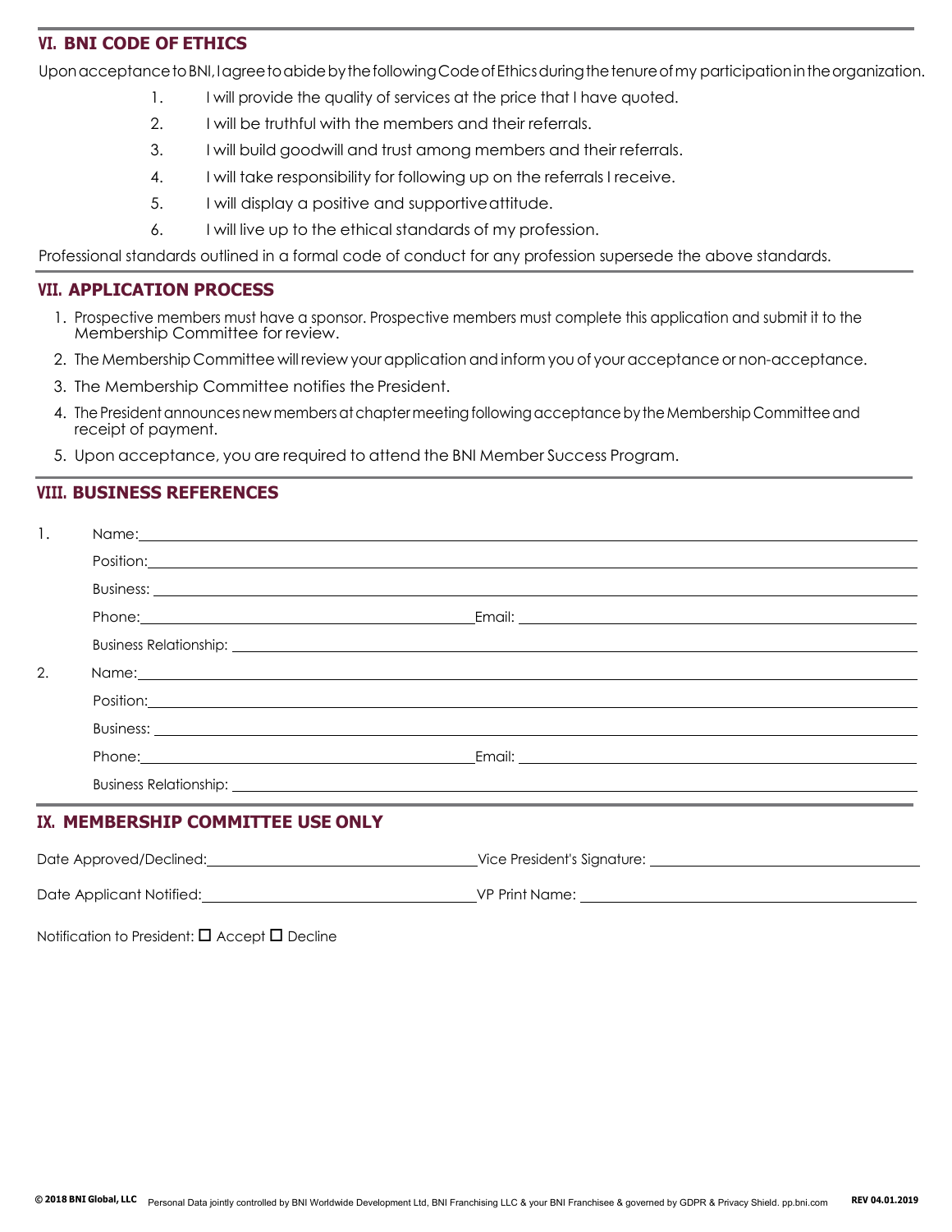## VI. BNI CODE OF ETHICS

Upon acceptance to BNI, I agree to abide by the following Code of Ethics during the tenure of my participation in the organization.

1. I will provide the quality of services at the price that I have quoted.
2. I will be truthful with the members and their referrals.
3. I will build goodwill and trust among members and their referrals.
4. I will take responsibility for following up on the referrals I receive.
5. I will display a positive and supportive attitude.
6. I will live up to the ethical standards of my profession.

Professional standards outlined in a formal code of conduct for any profession supersede the above standards.

## VII. APPLICATION PROCESS

1. Prospective members must have a sponsor. Prospective members must complete this application and submit it to the Membership Committee for review.
2. The Membership Committee will review your application and inform you of your acceptance or non-acceptance.
3. The Membership Committee notifies the President.
4. The President announces new members at chapter meeting following acceptance by the Membership Committee and receipt of payment.
5. Upon acceptance, you are required to attend the BNI Member Success Program.

## VIII. BUSINESS REFERENCES

1. Name: ____________________

   Position: ____________________

   Business: ____________________

   Phone: ____________________ Email: ____________________

   Business Relationship: ____________________

2. Name: ____________________

   Position: ____________________

   Business: ____________________

   Phone: ____________________ Email: ____________________

   Business Relationship: ____________________

## IX. MEMBERSHIP COMMITTEE USE ONLY

Date Approved/Declined: ____________________ Vice President's Signature: ____________________

Date Applicant Notified: ____________________ VP Print Name: ____________________

Notification to President: ☐ Accept ☐ Decline

© 2018 BNI Global, LLC Personal Data jointly controlled by BNI Worldwide Development Ltd, BNI Franchising LLC & your BNI Franchisee & governed by GDPR & Privacy Shield. pp.bni.com REV 04.01.2019